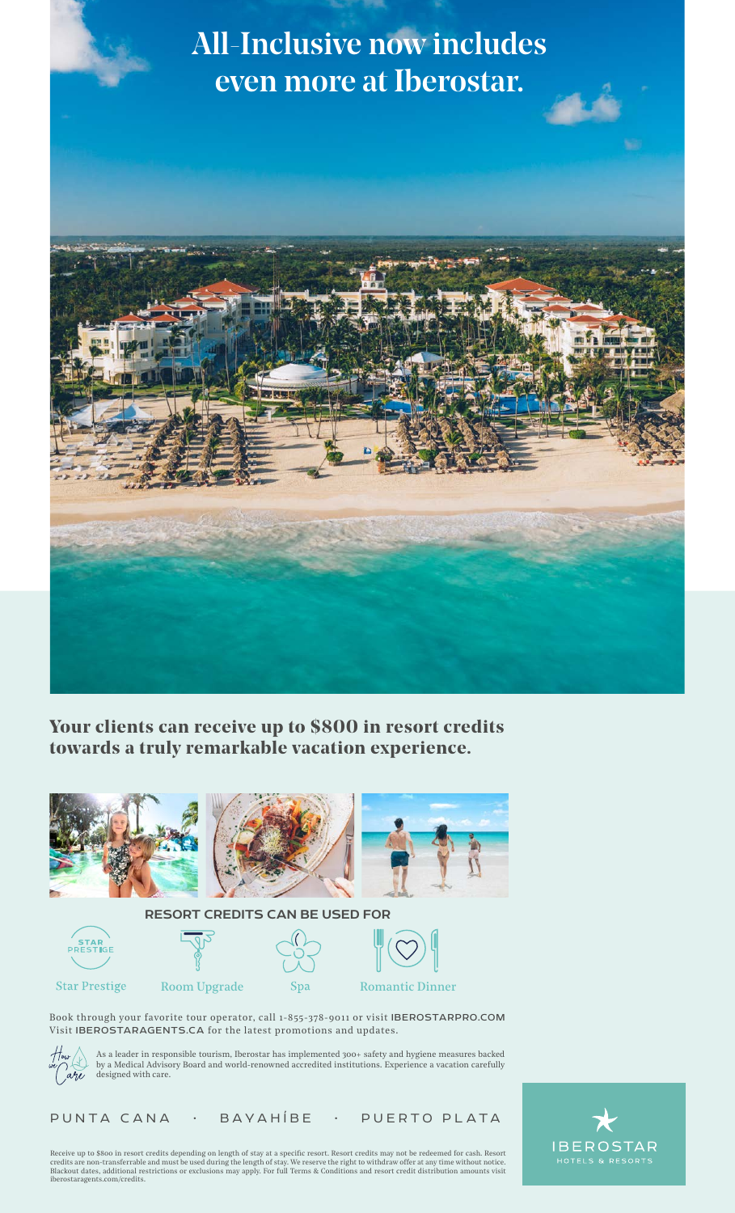# All-Inclusive now includes even more at Iberostar.

## Your clients can receive up to $800 in resort credits towards a truly remarkable vacation experience.

### RESORT CREDITS CAN BE USED FOR

- Star Prestige
- Room Upgrade
- Spa
- Romantic Dinner

Book through your favorite tour operator, call 1-855-378-9011 or visit **IBEROSTARPRO.COM**
Visit **IBEROSTARAGENTS.CA** for the latest promotions and updates.

How we Care

As a leader in responsible tourism, Iberostar has implemented 300+ safety and hygiene measures backed by a Medical Advisory Board and world-renowned accredited institutions. Experience a vacation carefully designed with care.

PUNTA CANA · BAYAHÍBE · PUERTO PLATA

IBEROSTAR HOTELS & RESORTS

Receive up to $800 in resort credits depending on length of stay at a specific resort. Resort credits may not be redeemed for cash. Resort credits are non-transferrable and must be used during the length of stay. We reserve the right to withdraw offer at any time without notice. Blackout dates, additional restrictions or exclusions may apply. For full Terms & Conditions and resort credit distribution amounts visit iberostaragents.com/credits.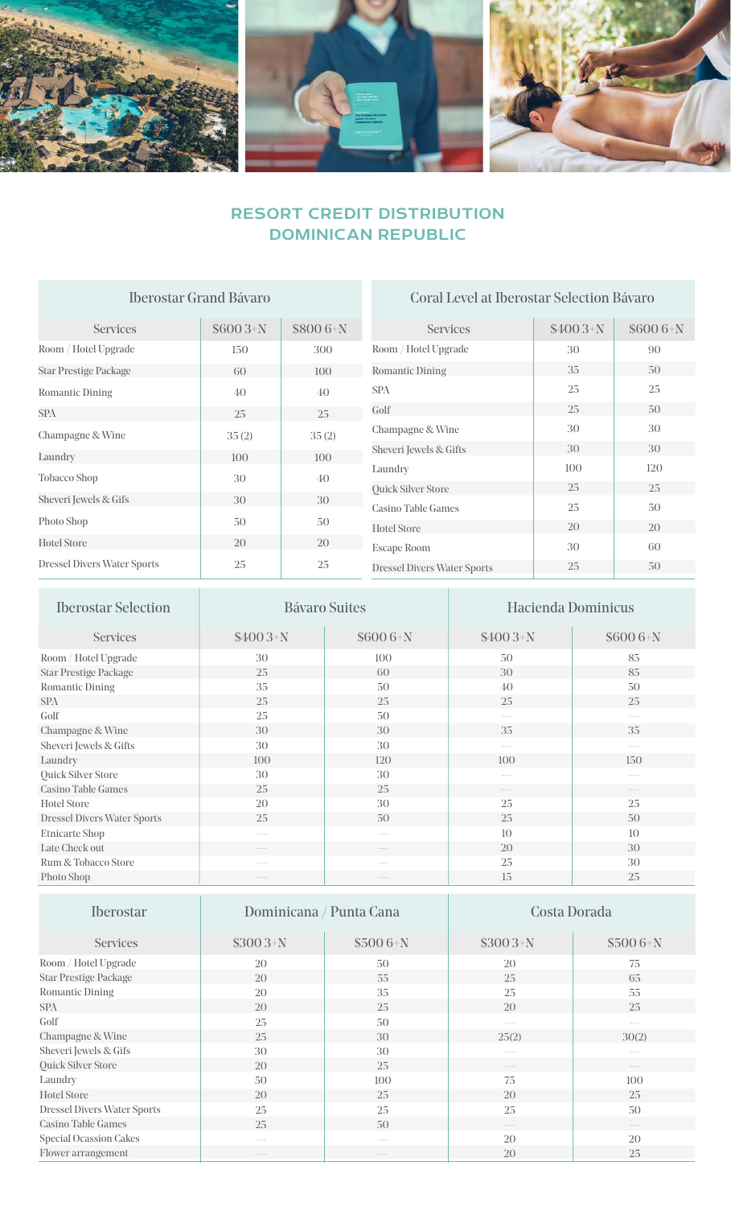## RESORT CREDIT DISTRIBUTION
## DOMINICAN REPUBLIC

| Iberostar Grand Bávaro | | |
|---|---|---|
| Services | $600 3+N | $800 6+N |
| Room / Hotel Upgrade | 150 | 300 |
| Star Prestige Package | 60 | 100 |
| Romantic Dining | 40 | 40 |
| SPA | 25 | 25 |
| Champagne & Wine | 35 (2) | 35 (2) |
| Laundry | 100 | 100 |
| Tobacco Shop | 30 | 40 |
| Sheveri Jewels & Gifs | 30 | 30 |
| Photo Shop | 50 | 50 |
| Hotel Store | 20 | 20 |
| Dressel Divers Water Sports | 25 | 25 |

| Coral Level at Iberostar Selection Bávaro | | |
|---|---|---|
| Services | $400 3+N | $600 6+N |
| Room / Hotel Upgrade | 30 | 90 |
| Romantic Dining | 35 | 50 |
| SPA | 25 | 25 |
| Golf | 25 | 50 |
| Champagne & Wine | 30 | 30 |
| Sheveri Jewels & Gifts | 30 | 30 |
| Laundry | 100 | 120 |
| Quick Silver Store | 25 | 25 |
| Casino Table Games | 25 | 50 |
| Hotel Store | 20 | 20 |
| Escape Room | 30 | 60 |
| Dressel Divers Water Sports | 25 | 50 |

| Iberostar Selection | Bávaro Suites | | Hacienda Dominicus | |
|---|---|---|---|---|
| Services | $400 3+N | $600 6+N | $400 3+N | $600 6+N |
| Room / Hotel Upgrade | 30 | 100 | 50 | 85 |
| Star Prestige Package | 25 | 60 | 30 | 85 |
| Romantic Dining | 35 | 50 | 40 | 50 |
| SPA | 25 | 25 | 25 | 25 |
| Golf | 25 | 50 | --- | --- |
| Champagne & Wine | 30 | 30 | 35 | 35 |
| Sheveri Jewels & Gifts | 30 | 30 | --- | --- |
| Laundry | 100 | 120 | 100 | 150 |
| Quick Silver Store | 30 | 30 | --- | --- |
| Casino Table Games | 25 | 25 | --- | --- |
| Hotel Store | 20 | 30 | 25 | 25 |
| Dressel Divers Water Sports | 25 | 50 | 25 | 50 |
| Etnicarte Shop | --- | --- | 10 | 10 |
| Late Check out | --- | --- | 20 | 30 |
| Rum & Tobacco Store | --- | --- | 25 | 30 |
| Photo Shop | --- | --- | 15 | 25 |

| Iberostar | Dominicana / Punta Cana | | Costa Dorada | |
|---|---|---|---|---|
| Services | $300 3+N | $500 6+N | $300 3+N | $500 6+N |
| Room / Hotel Upgrade | 20 | 50 | 20 | 75 |
| Star Prestige Package | 20 | 55 | 25 | 65 |
| Romantic Dining | 20 | 35 | 25 | 55 |
| SPA | 20 | 25 | 20 | 25 |
| Golf | 25 | 50 | --- | --- |
| Champagne & Wine | 25 | 30 | 25(2) | 30(2) |
| Sheveri Jewels & Gifs | 30 | 30 | --- | --- |
| Quick Silver Store | 20 | 25 | --- | --- |
| Laundry | 50 | 100 | 75 | 100 |
| Hotel Store | 20 | 25 | 20 | 25 |
| Dressel Divers Water Sports | 25 | 25 | 25 | 50 |
| Casino Table Games | 25 | 50 | --- | --- |
| Special Ocassion Cakes | --- | --- | 20 | 20 |
| Flower arrangement | --- | --- | 20 | 25 |